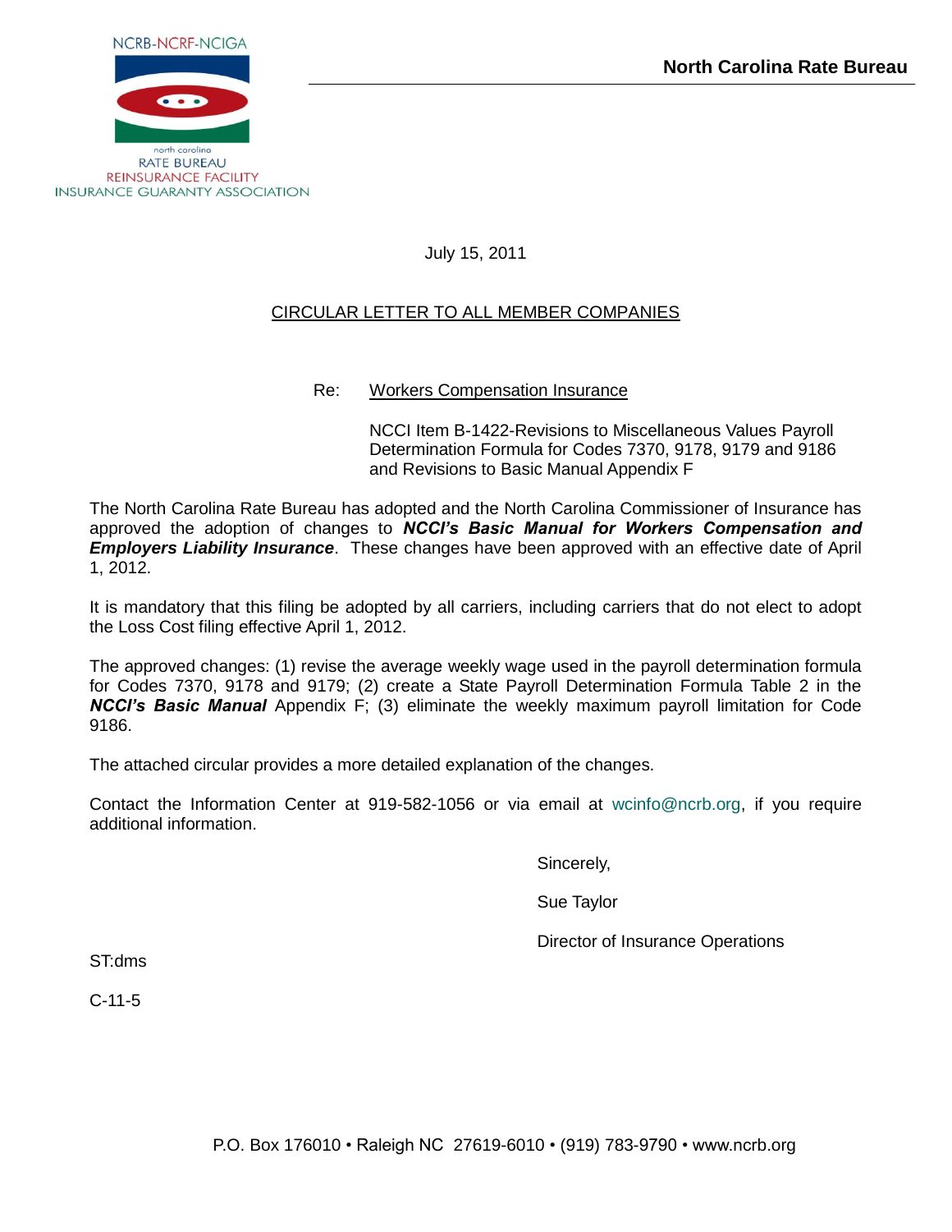NCRB-NCRF-NCIGA

north carolina
RATE BUREAU
REINSURANCE FACILITY
INSURANCE GUARANTY ASSOCIATION

**North Carolina Rate Bureau**

July 15, 2011

CIRCULAR LETTER TO ALL MEMBER COMPANIES

Re: Workers Compensation Insurance

NCCI Item B-1422-Revisions to Miscellaneous Values Payroll Determination Formula for Codes 7370, 9178, 9179 and 9186 and Revisions to Basic Manual Appendix F

The North Carolina Rate Bureau has adopted and the North Carolina Commissioner of Insurance has approved the adoption of changes to ***NCCI's Basic Manual for Workers Compensation and Employers Liability Insurance***. These changes have been approved with an effective date of April 1, 2012.

It is mandatory that this filing be adopted by all carriers, including carriers that do not elect to adopt the Loss Cost filing effective April 1, 2012.

The approved changes: (1) revise the average weekly wage used in the payroll determination formula for Codes 7370, 9178 and 9179; (2) create a State Payroll Determination Formula Table 2 in the ***NCCI's Basic Manual*** Appendix F; (3) eliminate the weekly maximum payroll limitation for Code 9186.

The attached circular provides a more detailed explanation of the changes.

Contact the Information Center at 919-582-1056 or via email at wcinfo@ncrb.org, if you require additional information.

Sincerely,

Sue Taylor

Director of Insurance Operations

ST:dms

C-11-5

P.O. Box 176010 • Raleigh NC 27619-6010 • (919) 783-9790 • www.ncrb.org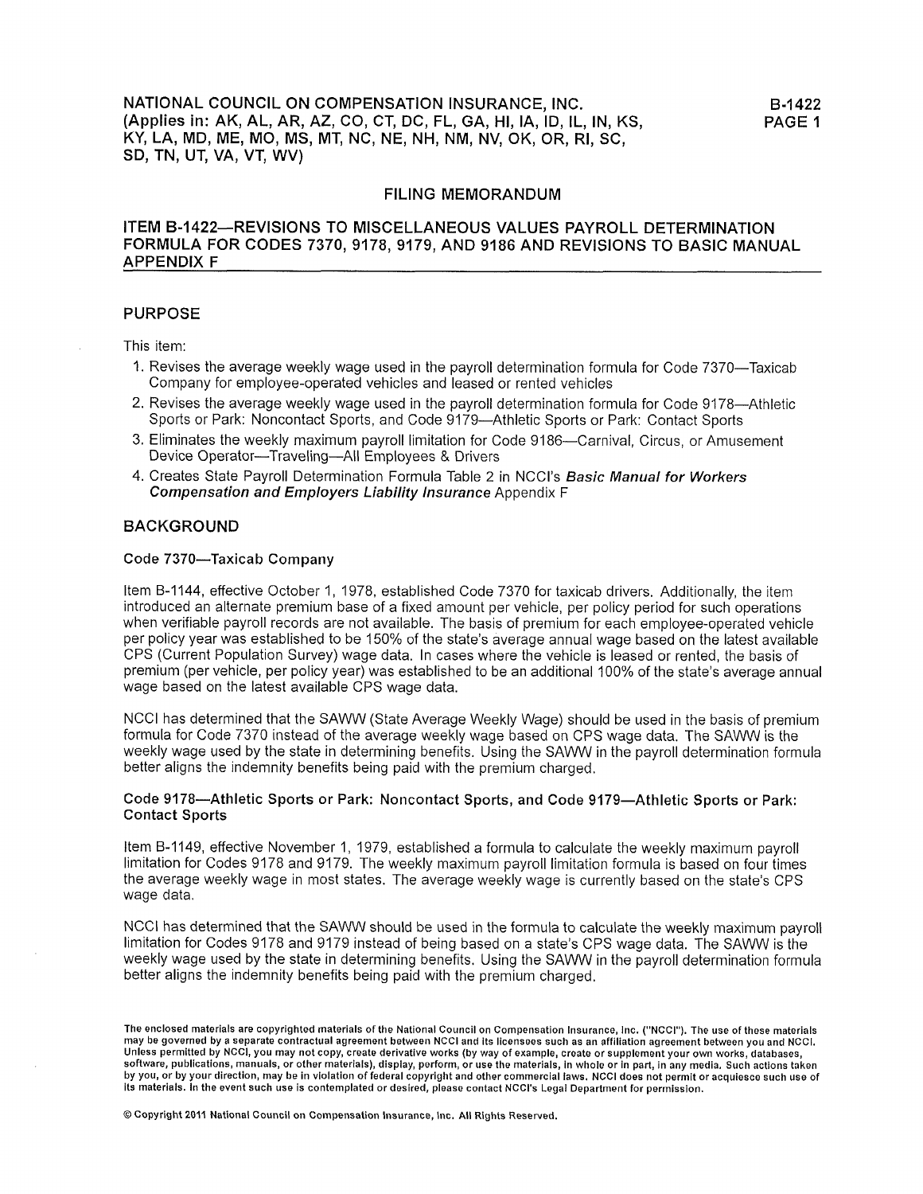NATIONAL COUNCIL ON COMPENSATION INSURANCE, INC.
(Applies in: AK, AL, AR, AZ, CO, CT, DC, FL, GA, HI, IA, ID, IL, IN, KS, KY, LA, MD, ME, MO, MS, MT, NC, NE, NH, NM, NV, OK, OR, RI, SC, SD, TN, UT, VA, VT, WV)

B-1422
PAGE 1

## FILING MEMORANDUM

## ITEM B-1422—REVISIONS TO MISCELLANEOUS VALUES PAYROLL DETERMINATION FORMULA FOR CODES 7370, 9178, 9179, AND 9186 AND REVISIONS TO BASIC MANUAL APPENDIX F

### PURPOSE

This item:

1. Revises the average weekly wage used in the payroll determination formula for Code 7370—Taxicab Company for employee-operated vehicles and leased or rented vehicles
2. Revises the average weekly wage used in the payroll determination formula for Code 9178—Athletic Sports or Park: Noncontact Sports, and Code 9179—Athletic Sports or Park: Contact Sports
3. Eliminates the weekly maximum payroll limitation for Code 9186—Carnival, Circus, or Amusement Device Operator—Traveling—All Employees & Drivers
4. Creates State Payroll Determination Formula Table 2 in NCCI's ***Basic Manual for Workers Compensation and Employers Liability Insurance*** Appendix F

### BACKGROUND

#### Code 7370—Taxicab Company

Item B-1144, effective October 1, 1978, established Code 7370 for taxicab drivers. Additionally, the item introduced an alternate premium base of a fixed amount per vehicle, per policy period for such operations when verifiable payroll records are not available. The basis of premium for each employee-operated vehicle per policy year was established to be 150% of the state's average annual wage based on the latest available CPS (Current Population Survey) wage data. In cases where the vehicle is leased or rented, the basis of premium (per vehicle, per policy year) was established to be an additional 100% of the state's average annual wage based on the latest available CPS wage data.

NCCI has determined that the SAWW (State Average Weekly Wage) should be used in the basis of premium formula for Code 7370 instead of the average weekly wage based on CPS wage data. The SAWW is the weekly wage used by the state in determining benefits. Using the SAWW in the payroll determination formula better aligns the indemnity benefits being paid with the premium charged.

#### Code 9178—Athletic Sports or Park: Noncontact Sports, and Code 9179—Athletic Sports or Park: Contact Sports

Item B-1149, effective November 1, 1979, established a formula to calculate the weekly maximum payroll limitation for Codes 9178 and 9179. The weekly maximum payroll limitation formula is based on four times the average weekly wage in most states. The average weekly wage is currently based on the state's CPS wage data.

NCCI has determined that the SAWW should be used in the formula to calculate the weekly maximum payroll limitation for Codes 9178 and 9179 instead of being based on a state's CPS wage data. The SAWW is the weekly wage used by the state in determining benefits. Using the SAWW in the payroll determination formula better aligns the indemnity benefits being paid with the premium charged.

The enclosed materials are copyrighted materials of the National Council on Compensation Insurance, Inc. ("NCCI"). The use of these materials may be governed by a separate contractual agreement between NCCI and its licensees such as an affiliation agreement between you and NCCI. Unless permitted by NCCI, you may not copy, create derivative works (by way of example, create or supplement your own works, databases, software, publications, manuals, or other materials), display, perform, or use the materials, in whole or in part, in any media. Such actions taken by you, or by your direction, may be in violation of federal copyright and other commercial laws. NCCI does not permit or acquiesce such use of its materials. In the event such use is contemplated or desired, please contact NCCI's Legal Department for permission.

© Copyright 2011 National Council on Compensation Insurance, Inc. All Rights Reserved.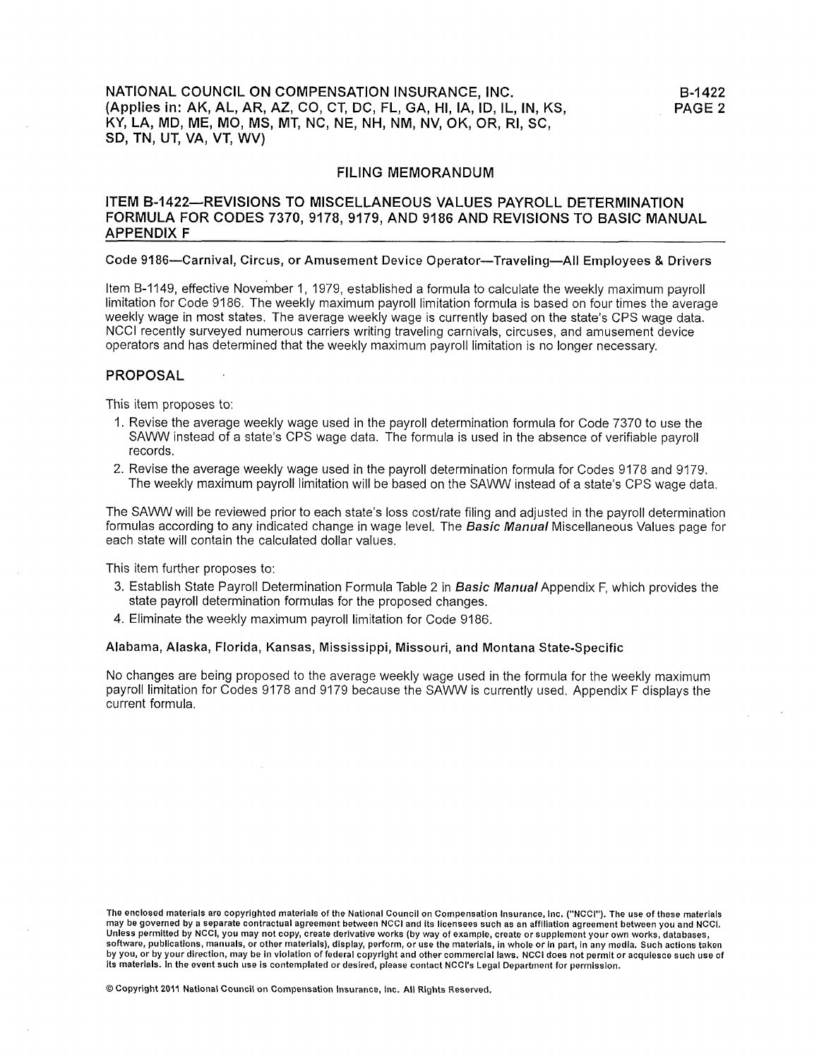NATIONAL COUNCIL ON COMPENSATION INSURANCE, INC.
(Applies in: AK, AL, AR, AZ, CO, CT, DC, FL, GA, HI, IA, ID, IL, IN, KS, KY, LA, MD, ME, MO, MS, MT, NC, NE, NH, NM, NV, OK, OR, RI, SC, SD, TN, UT, VA, VT, WV)

FILING MEMORANDUM

## ITEM B-1422—REVISIONS TO MISCELLANEOUS VALUES PAYROLL DETERMINATION FORMULA FOR CODES 7370, 9178, 9179, AND 9186 AND REVISIONS TO BASIC MANUAL APPENDIX F

### Code 9186—Carnival, Circus, or Amusement Device Operator—Traveling—All Employees & Drivers

Item B-1149, effective November 1, 1979, established a formula to calculate the weekly maximum payroll limitation for Code 9186. The weekly maximum payroll limitation formula is based on four times the average weekly wage in most states. The average weekly wage is currently based on the state's CPS wage data. NCCI recently surveyed numerous carriers writing traveling carnivals, circuses, and amusement device operators and has determined that the weekly maximum payroll limitation is no longer necessary.

## PROPOSAL

This item proposes to:

1. Revise the average weekly wage used in the payroll determination formula for Code 7370 to use the SAWW instead of a state's CPS wage data. The formula is used in the absence of verifiable payroll records.
2. Revise the average weekly wage used in the payroll determination formula for Codes 9178 and 9179. The weekly maximum payroll limitation will be based on the SAWW instead of a state's CPS wage data.

The SAWW will be reviewed prior to each state's loss cost/rate filing and adjusted in the payroll determination formulas according to any indicated change in wage level. The ***Basic Manual*** Miscellaneous Values page for each state will contain the calculated dollar values.

This item further proposes to:

3. Establish State Payroll Determination Formula Table 2 in ***Basic Manual*** Appendix F, which provides the state payroll determination formulas for the proposed changes.
4. Eliminate the weekly maximum payroll limitation for Code 9186.

### Alabama, Alaska, Florida, Kansas, Mississippi, Missouri, and Montana State-Specific

No changes are being proposed to the average weekly wage used in the formula for the weekly maximum payroll limitation for Codes 9178 and 9179 because the SAWW is currently used. Appendix F displays the current formula.

The enclosed materials are copyrighted materials of the National Council on Compensation Insurance, Inc. ("NCCI"). The use of these materials may be governed by a separate contractual agreement between NCCI and its licensees such as an affiliation agreement between you and NCCI. Unless permitted by NCCI, you may not copy, create derivative works (by way of example, create or supplement your own works, databases, software, publications, manuals, or other materials), display, perform, or use the materials, in whole or in part, in any media. Such actions taken by you, or by your direction, may be in violation of federal copyright and other commercial laws. NCCI does not permit or acquiesce such use of its materials. In the event such use is contemplated or desired, please contact NCCI's Legal Department for permission.

© Copyright 2011 National Council on Compensation Insurance, Inc. All Rights Reserved.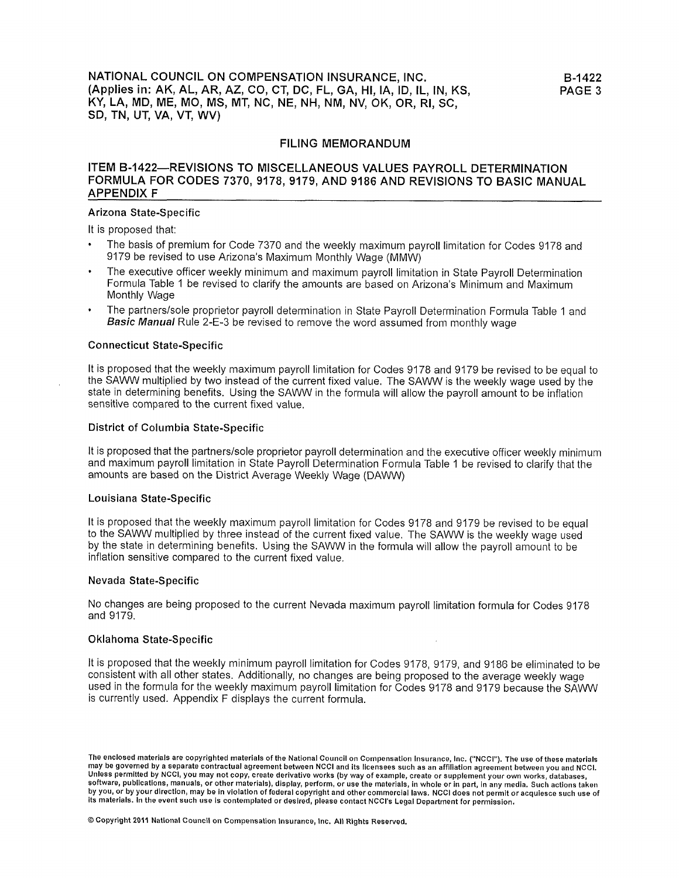NATIONAL COUNCIL ON COMPENSATION INSURANCE, INC.
(Applies in: AK, AL, AR, AZ, CO, CT, DC, FL, GA, HI, IA, ID, IL, IN, KS, KY, LA, MD, ME, MO, MS, MT, NC, NE, NH, NM, NV, OK, OR, RI, SC, SD, TN, UT, VA, VT, WV)

## FILING MEMORANDUM

## ITEM B-1422—REVISIONS TO MISCELLANEOUS VALUES PAYROLL DETERMINATION FORMULA FOR CODES 7370, 9178, 9179, AND 9186 AND REVISIONS TO BASIC MANUAL APPENDIX F

### Arizona State-Specific

It is proposed that:

- The basis of premium for Code 7370 and the weekly maximum payroll limitation for Codes 9178 and 9179 be revised to use Arizona's Maximum Monthly Wage (MMW)
- The executive officer weekly minimum and maximum payroll limitation in State Payroll Determination Formula Table 1 be revised to clarify the amounts are based on Arizona's Minimum and Maximum Monthly Wage
- The partners/sole proprietor payroll determination in State Payroll Determination Formula Table 1 and ***Basic Manual*** Rule 2-E-3 be revised to remove the word assumed from monthly wage

### Connecticut State-Specific

It is proposed that the weekly maximum payroll limitation for Codes 9178 and 9179 be revised to be equal to the SAWW multiplied by two instead of the current fixed value. The SAWW is the weekly wage used by the state in determining benefits. Using the SAWW in the formula will allow the payroll amount to be inflation sensitive compared to the current fixed value.

### District of Columbia State-Specific

It is proposed that the partners/sole proprietor payroll determination and the executive officer weekly minimum and maximum payroll limitation in State Payroll Determination Formula Table 1 be revised to clarify that the amounts are based on the District Average Weekly Wage (DAWW)

### Louisiana State-Specific

It is proposed that the weekly maximum payroll limitation for Codes 9178 and 9179 be revised to be equal to the SAWW multiplied by three instead of the current fixed value. The SAWW is the weekly wage used by the state in determining benefits. Using the SAWW in the formula will allow the payroll amount to be inflation sensitive compared to the current fixed value.

### Nevada State-Specific

No changes are being proposed to the current Nevada maximum payroll limitation formula for Codes 9178 and 9179.

### Oklahoma State-Specific

It is proposed that the weekly minimum payroll limitation for Codes 9178, 9179, and 9186 be eliminated to be consistent with all other states. Additionally, no changes are being proposed to the average weekly wage used in the formula for the weekly maximum payroll limitation for Codes 9178 and 9179 because the SAWW is currently used. Appendix F displays the current formula.

The enclosed materials are copyrighted materials of the National Council on Compensation Insurance, Inc. ("NCCI"). The use of these materials may be governed by a separate contractual agreement between NCCI and its licensees such as an affiliation agreement between you and NCCI. Unless permitted by NCCI, you may not copy, create derivative works (by way of example, create or supplement your own works, databases, software, publications, manuals, or other materials), display, perform, or use the materials, in whole or in part, in any media. Such actions taken by you, or by your direction, may be in violation of federal copyright and other commercial laws. NCCI does not permit or acquiesce such use of its materials. In the event such use is contemplated or desired, please contact NCCI's Legal Department for permission.

© Copyright 2011 National Council on Compensation Insurance, Inc. All Rights Reserved.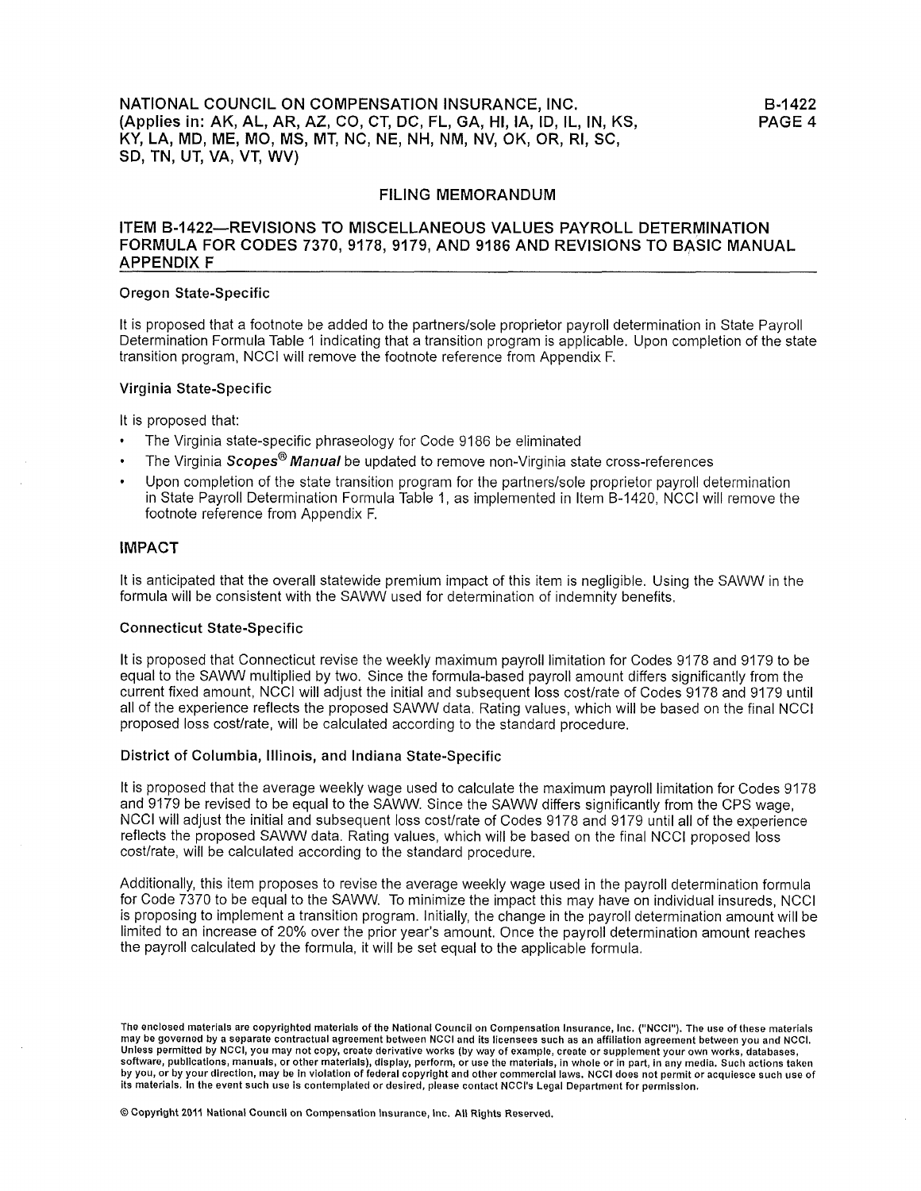## FILING MEMORANDUM

## ITEM B-1422—REVISIONS TO MISCELLANEOUS VALUES PAYROLL DETERMINATION FORMULA FOR CODES 7370, 9178, 9179, AND 9186 AND REVISIONS TO BASIC MANUAL APPENDIX F

### Oregon State-Specific

It is proposed that a footnote be added to the partners/sole proprietor payroll determination in State Payroll Determination Formula Table 1 indicating that a transition program is applicable. Upon completion of the state transition program, NCCI will remove the footnote reference from Appendix F.

### Virginia State-Specific

It is proposed that:

- The Virginia state-specific phraseology for Code 9186 be eliminated
- The Virginia ***Scopes® Manual*** be updated to remove non-Virginia state cross-references
- Upon completion of the state transition program for the partners/sole proprietor payroll determination in State Payroll Determination Formula Table 1, as implemented in Item B-1420, NCCI will remove the footnote reference from Appendix F.

## IMPACT

It is anticipated that the overall statewide premium impact of this item is negligible. Using the SAWW in the formula will be consistent with the SAWW used for determination of indemnity benefits.

### Connecticut State-Specific

It is proposed that Connecticut revise the weekly maximum payroll limitation for Codes 9178 and 9179 to be equal to the SAWW multiplied by two. Since the formula-based payroll amount differs significantly from the current fixed amount, NCCI will adjust the initial and subsequent loss cost/rate of Codes 9178 and 9179 until all of the experience reflects the proposed SAWW data. Rating values, which will be based on the final NCCI proposed loss cost/rate, will be calculated according to the standard procedure.

### District of Columbia, Illinois, and Indiana State-Specific

It is proposed that the average weekly wage used to calculate the maximum payroll limitation for Codes 9178 and 9179 be revised to be equal to the SAWW. Since the SAWW differs significantly from the CPS wage, NCCI will adjust the initial and subsequent loss cost/rate of Codes 9178 and 9179 until all of the experience reflects the proposed SAWW data. Rating values, which will be based on the final NCCI proposed loss cost/rate, will be calculated according to the standard procedure.

Additionally, this item proposes to revise the average weekly wage used in the payroll determination formula for Code 7370 to be equal to the SAWW. To minimize the impact this may have on individual insureds, NCCI is proposing to implement a transition program. Initially, the change in the payroll determination amount will be limited to an increase of 20% over the prior year's amount. Once the payroll determination amount reaches the payroll calculated by the formula, it will be set equal to the applicable formula.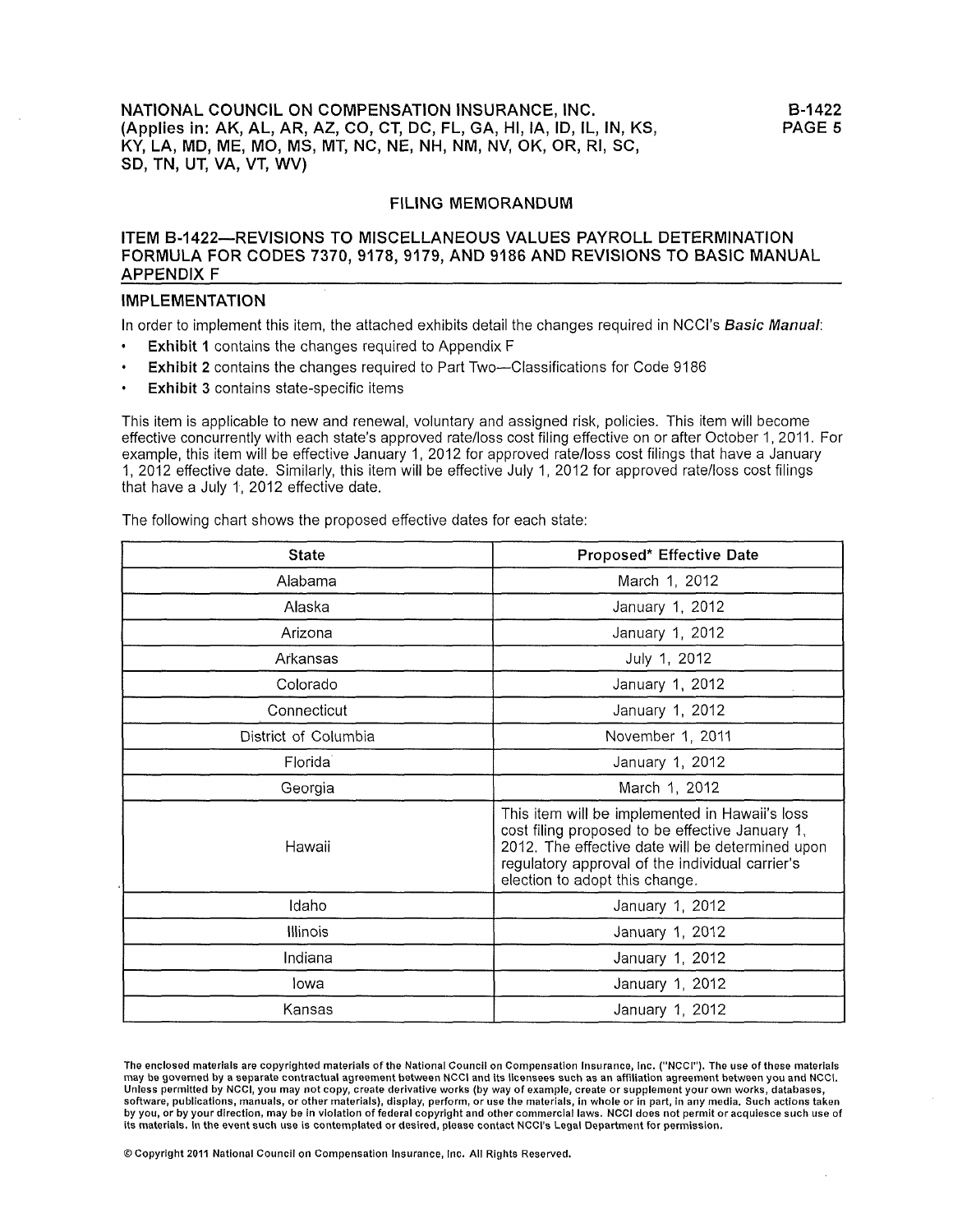NATIONAL COUNCIL ON COMPENSATION INSURANCE, INC.
(Applies in: AK, AL, AR, AZ, CO, CT, DC, FL, GA, HI, IA, ID, IL, IN, KS, KY, LA, MD, ME, MO, MS, MT, NC, NE, NH, NM, NV, OK, OR, RI, SC, SD, TN, UT, VA, VT, WV)

## FILING MEMORANDUM

## ITEM B-1422—REVISIONS TO MISCELLANEOUS VALUES PAYROLL DETERMINATION FORMULA FOR CODES 7370, 9178, 9179, AND 9186 AND REVISIONS TO BASIC MANUAL APPENDIX F

### IMPLEMENTATION

In order to implement this item, the attached exhibits detail the changes required in NCCI's ***Basic Manual***:

- **Exhibit 1** contains the changes required to Appendix F
- **Exhibit 2** contains the changes required to Part Two—Classifications for Code 9186
- **Exhibit 3** contains state-specific items

This item is applicable to new and renewal, voluntary and assigned risk, policies. This item will become effective concurrently with each state's approved rate/loss cost filing effective on or after October 1, 2011. For example, this item will be effective January 1, 2012 for approved rate/loss cost filings that have a January 1, 2012 effective date. Similarly, this item will be effective July 1, 2012 for approved rate/loss cost filings that have a July 1, 2012 effective date.

The following chart shows the proposed effective dates for each state:

| State | Proposed* Effective Date |
|---|---|
| Alabama | March 1, 2012 |
| Alaska | January 1, 2012 |
| Arizona | January 1, 2012 |
| Arkansas | July 1, 2012 |
| Colorado | January 1, 2012 |
| Connecticut | January 1, 2012 |
| District of Columbia | November 1, 2011 |
| Florida | January 1, 2012 |
| Georgia | March 1, 2012 |
| Hawaii | This item will be implemented in Hawaii's loss cost filing proposed to be effective January 1, 2012. The effective date will be determined upon regulatory approval of the individual carrier's election to adopt this change. |
| Idaho | January 1, 2012 |
| Illinois | January 1, 2012 |
| Indiana | January 1, 2012 |
| Iowa | January 1, 2012 |
| Kansas | January 1, 2012 |

The enclosed materials are copyrighted materials of the National Council on Compensation Insurance, Inc. ("NCCI"). The use of these materials may be governed by a separate contractual agreement between NCCI and its licensees such as an affiliation agreement between you and NCCI. Unless permitted by NCCI, you may not copy, create derivative works (by way of example, create or supplement your own works, databases, software, publications, manuals, or other materials), display, perform, or use the materials, in whole or in part, in any media. Such actions taken by you, or by your direction, may be in violation of federal copyright and other commercial laws. NCCI does not permit or acquiesce such use of its materials. In the event such use is contemplated or desired, please contact NCCI's Legal Department for permission.

© Copyright 2011 National Council on Compensation Insurance, Inc. All Rights Reserved.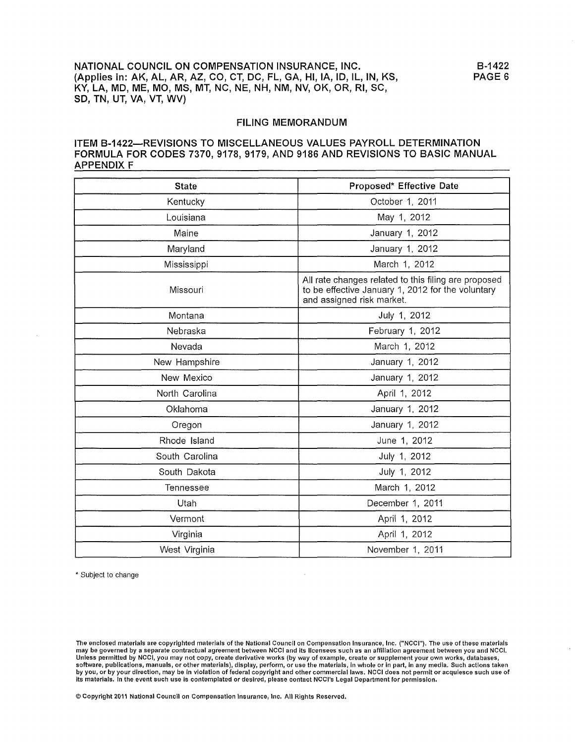## FILING MEMORANDUM

## ITEM B-1422—REVISIONS TO MISCELLANEOUS VALUES PAYROLL DETERMINATION FORMULA FOR CODES 7370, 9178, 9179, AND 9186 AND REVISIONS TO BASIC MANUAL APPENDIX F

| State | Proposed* Effective Date |
|---|---|
| Kentucky | October 1, 2011 |
| Louisiana | May 1, 2012 |
| Maine | January 1, 2012 |
| Maryland | January 1, 2012 |
| Mississippi | March 1, 2012 |
| Missouri | All rate changes related to this filing are proposed to be effective January 1, 2012 for the voluntary and assigned risk market. |
| Montana | July 1, 2012 |
| Nebraska | February 1, 2012 |
| Nevada | March 1, 2012 |
| New Hampshire | January 1, 2012 |
| New Mexico | January 1, 2012 |
| North Carolina | April 1, 2012 |
| Oklahoma | January 1, 2012 |
| Oregon | January 1, 2012 |
| Rhode Island | June 1, 2012 |
| South Carolina | July 1, 2012 |
| South Dakota | July 1, 2012 |
| Tennessee | March 1, 2012 |
| Utah | December 1, 2011 |
| Vermont | April 1, 2012 |
| Virginia | April 1, 2012 |
| West Virginia | November 1, 2011 |

* Subject to change

The enclosed materials are copyrighted materials of the National Council on Compensation Insurance, Inc. ("NCCI"). The use of these materials may be governed by a separate contractual agreement between NCCI and its licensees such as an affiliation agreement between you and NCCI. Unless permitted by NCCI, you may not copy, create derivative works (by way of example, create or supplement your own works, databases, software, publications, manuals, or other materials), display, perform, or use the materials, in whole or in part, in any media. Such actions taken by you, or by your direction, may be in violation of federal copyright and other commercial laws. NCCI does not permit or acquiesce such use of its materials. In the event such use is contemplated or desired, please contact NCCI's Legal Department for permission.

© Copyright 2011 National Council on Compensation Insurance, Inc. All Rights Reserved.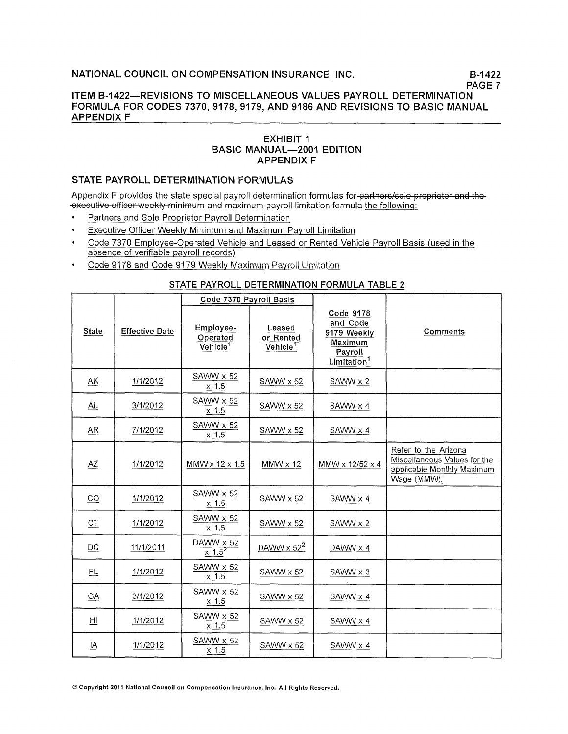## ITEM B-1422—REVISIONS TO MISCELLANEOUS VALUES PAYROLL DETERMINATION FORMULA FOR CODES 7370, 9178, 9179, AND 9186 AND REVISIONS TO BASIC MANUAL APPENDIX F

### EXHIBIT 1
### BASIC MANUAL—2001 EDITION
### APPENDIX F

### STATE PAYROLL DETERMINATION FORMULAS

Appendix F provides the state special payroll determination formulas for ~~partners/sole proprietor and the executive officer weekly minimum and maximum payroll limitation formula~~ the following:

- Partners and Sole Proprietor Payroll Determination
- Executive Officer Weekly Minimum and Maximum Payroll Limitation
- Code 7370 Employee-Operated Vehicle and Leased or Rented Vehicle Payroll Basis (used in the absence of verifiable payroll records)
- Code 9178 and Code 9179 Weekly Maximum Payroll Limitation

#### STATE PAYROLL DETERMINATION FORMULA TABLE 2

| State | Effective Date | Code 7370 Payroll Basis | | Code 9178 and Code 9179 Weekly Maximum Payroll Limitation[1] | Comments |
|---|---|---|---|---|---|
| | | Employee-Operated Vehicle[1] | Leased or Rented Vehicle[1] | | |
| AK | 1/1/2012 | SAWW x 52 x 1.5 | SAWW x 52 | SAWW x 2 | |
| AL | 3/1/2012 | SAWW x 52 x 1.5 | SAWW x 52 | SAWW x 4 | |
| AR | 7/1/2012 | SAWW x 52 x 1.5 | SAWW x 52 | SAWW x 4 | |
| AZ | 1/1/2012 | MMW x 12 x 1.5 | MMW x 12 | MMW x 12/52 x 4 | Refer to the Arizona Miscellaneous Values for the applicable Monthly Maximum Wage (MMW). |
| CO | 1/1/2012 | SAWW x 52 x 1.5 | SAWW x 52 | SAWW x 4 | |
| CT | 1/1/2012 | SAWW x 52 x 1.5 | SAWW x 52 | SAWW x 2 | |
| DC | 11/1/2011 | DAWW x 52 x 1.5[2] | DAWW x 52[2] | DAWW x 4 | |
| FL | 1/1/2012 | SAWW x 52 x 1.5 | SAWW x 52 | SAWW x 3 | |
| GA | 3/1/2012 | SAWW x 52 x 1.5 | SAWW x 52 | SAWW x 4 | |
| HI | 1/1/2012 | SAWW x 52 x 1.5 | SAWW x 52 | SAWW x 4 | |
| IA | 1/1/2012 | SAWW x 52 x 1.5 | SAWW x 52 | SAWW x 4 | |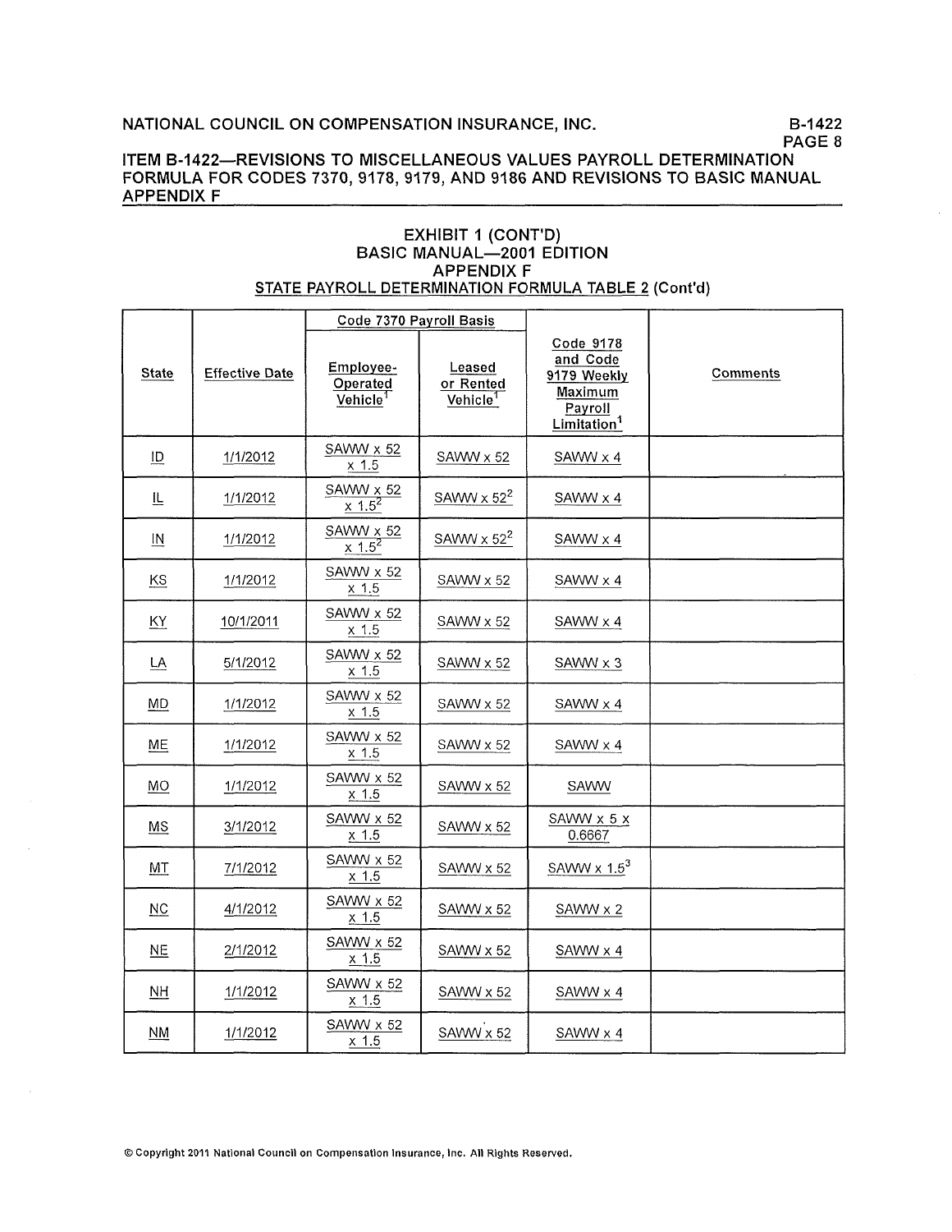ITEM B-1422—REVISIONS TO MISCELLANEOUS VALUES PAYROLL DETERMINATION FORMULA FOR CODES 7370, 9178, 9179, AND 9186 AND REVISIONS TO BASIC MANUAL APPENDIX F

## EXHIBIT 1 (CONT'D)
## BASIC MANUAL—2001 EDITION
## APPENDIX F
### STATE PAYROLL DETERMINATION FORMULA TABLE 2 (Cont'd)

| State | Effective Date | Code 7370 Payroll Basis | | Code 9178 and Code 9179 Weekly Maximum Payroll Limitation[1] | Comments |
|---|---|---|---|---|---|
| | | Employee-Operated Vehicle[1] | Leased or Rented Vehicle[1] | | |
| ID | 1/1/2012 | SAWW x 52 x 1.5 | SAWW x 52 | SAWW x 4 | |
| IL | 1/1/2012 | SAWW x 52 x 1.5[2] | SAWW x 52[2] | SAWW x 4 | |
| IN | 1/1/2012 | SAWW x 52 x 1.5[2] | SAWW x 52[2] | SAWW x 4 | |
| KS | 1/1/2012 | SAWW x 52 x 1.5 | SAWW x 52 | SAWW x 4 | |
| KY | 10/1/2011 | SAWW x 52 x 1.5 | SAWW x 52 | SAWW x 4 | |
| LA | 5/1/2012 | SAWW x 52 x 1.5 | SAWW x 52 | SAWW x 3 | |
| MD | 1/1/2012 | SAWW x 52 x 1.5 | SAWW x 52 | SAWW x 4 | |
| ME | 1/1/2012 | SAWW x 52 x 1.5 | SAWW x 52 | SAWW x 4 | |
| MO | 1/1/2012 | SAWW x 52 x 1.5 | SAWW x 52 | SAWW | |
| MS | 3/1/2012 | SAWW x 52 x 1.5 | SAWW x 52 | SAWW x 5 x 0.6667 | |
| MT | 7/1/2012 | SAWW x 52 x 1.5 | SAWW x 52 | SAWW x 1.5[3] | |
| NC | 4/1/2012 | SAWW x 52 x 1.5 | SAWW x 52 | SAWW x 2 | |
| NE | 2/1/2012 | SAWW x 52 x 1.5 | SAWW x 52 | SAWW x 4 | |
| NH | 1/1/2012 | SAWW x 52 x 1.5 | SAWW x 52 | SAWW x 4 | |
| NM | 1/1/2012 | SAWW x 52 x 1.5 | SAWW x 52 | SAWW x 4 | |

© Copyright 2011 National Council on Compensation Insurance, Inc. All Rights Reserved.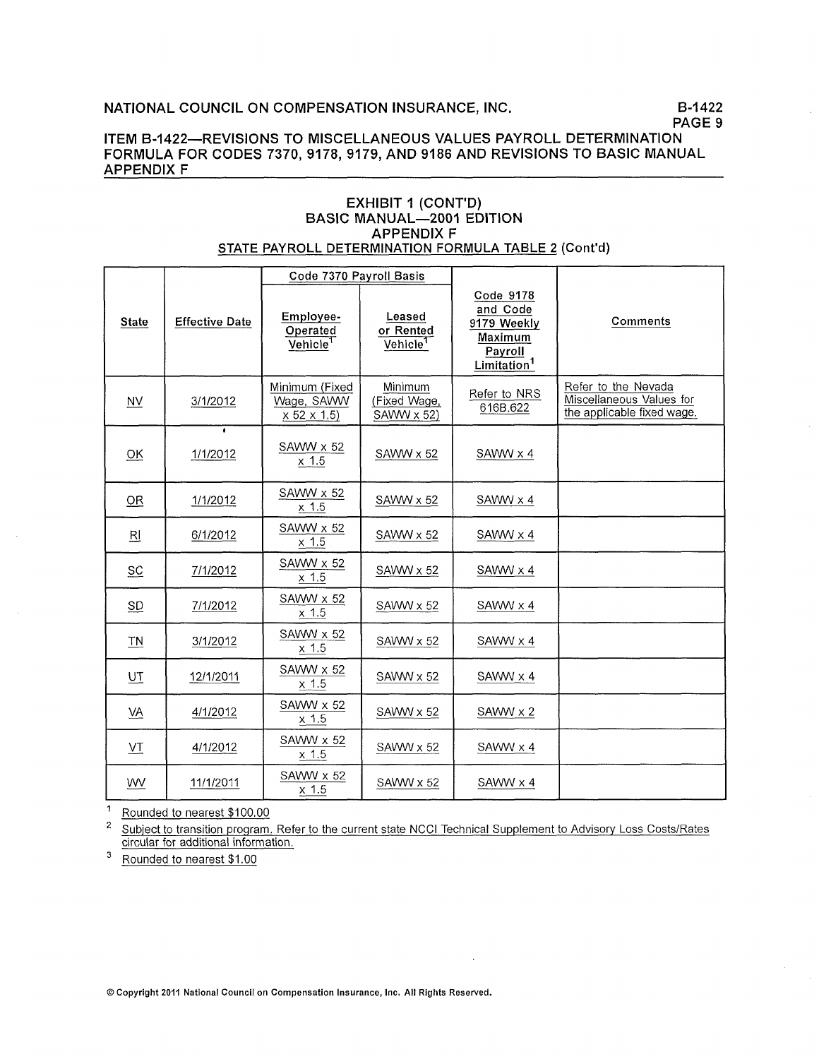## ITEM B-1422—REVISIONS TO MISCELLANEOUS VALUES PAYROLL DETERMINATION FORMULA FOR CODES 7370, 9178, 9179, AND 9186 AND REVISIONS TO BASIC MANUAL APPENDIX F

### EXHIBIT 1 (CONT'D)
### BASIC MANUAL—2001 EDITION
### APPENDIX F
### STATE PAYROLL DETERMINATION FORMULA TABLE 2 (Cont'd)

| State | Effective Date | Code 7370 Payroll Basis | | Code 9178 and Code 9179 Weekly Maximum Payroll Limitation[1] | Comments |
|---|---|---|---|---|---|
| | | Employee-Operated Vehicle[1] | Leased or Rented Vehicle[1] | | |
| NV | 3/1/2012 | Minimum (Fixed Wage, SAWW x 52 x 1.5) | Minimum (Fixed Wage, SAWW x 52) | Refer to NRS 616B.622 | Refer to the Nevada Miscellaneous Values for the applicable fixed wage. |
| OK | 1/1/2012 | SAWW x 52 x 1.5 | SAWW x 52 | SAWW x 4 | |
| OR | 1/1/2012 | SAWW x 52 x 1.5 | SAWW x 52 | SAWW x 4 | |
| RI | 6/1/2012 | SAWW x 52 x 1.5 | SAWW x 52 | SAWW x 4 | |
| SC | 7/1/2012 | SAWW x 52 x 1.5 | SAWW x 52 | SAWW x 4 | |
| SD | 7/1/2012 | SAWW x 52 x 1.5 | SAWW x 52 | SAWW x 4 | |
| TN | 3/1/2012 | SAWW x 52 x 1.5 | SAWW x 52 | SAWW x 4 | |
| UT | 12/1/2011 | SAWW x 52 x 1.5 | SAWW x 52 | SAWW x 4 | |
| VA | 4/1/2012 | SAWW x 52 x 1.5 | SAWW x 52 | SAWW x 2 | |
| VT | 4/1/2012 | SAWW x 52 x 1.5 | SAWW x 52 | SAWW x 4 | |
| WV | 11/1/2011 | SAWW x 52 x 1.5 | SAWW x 52 | SAWW x 4 | |

[1] Rounded to nearest $100.00

[2] Subject to transition program. Refer to the current state NCCI Technical Supplement to Advisory Loss Costs/Rates circular for additional information.

[3] Rounded to nearest $1.00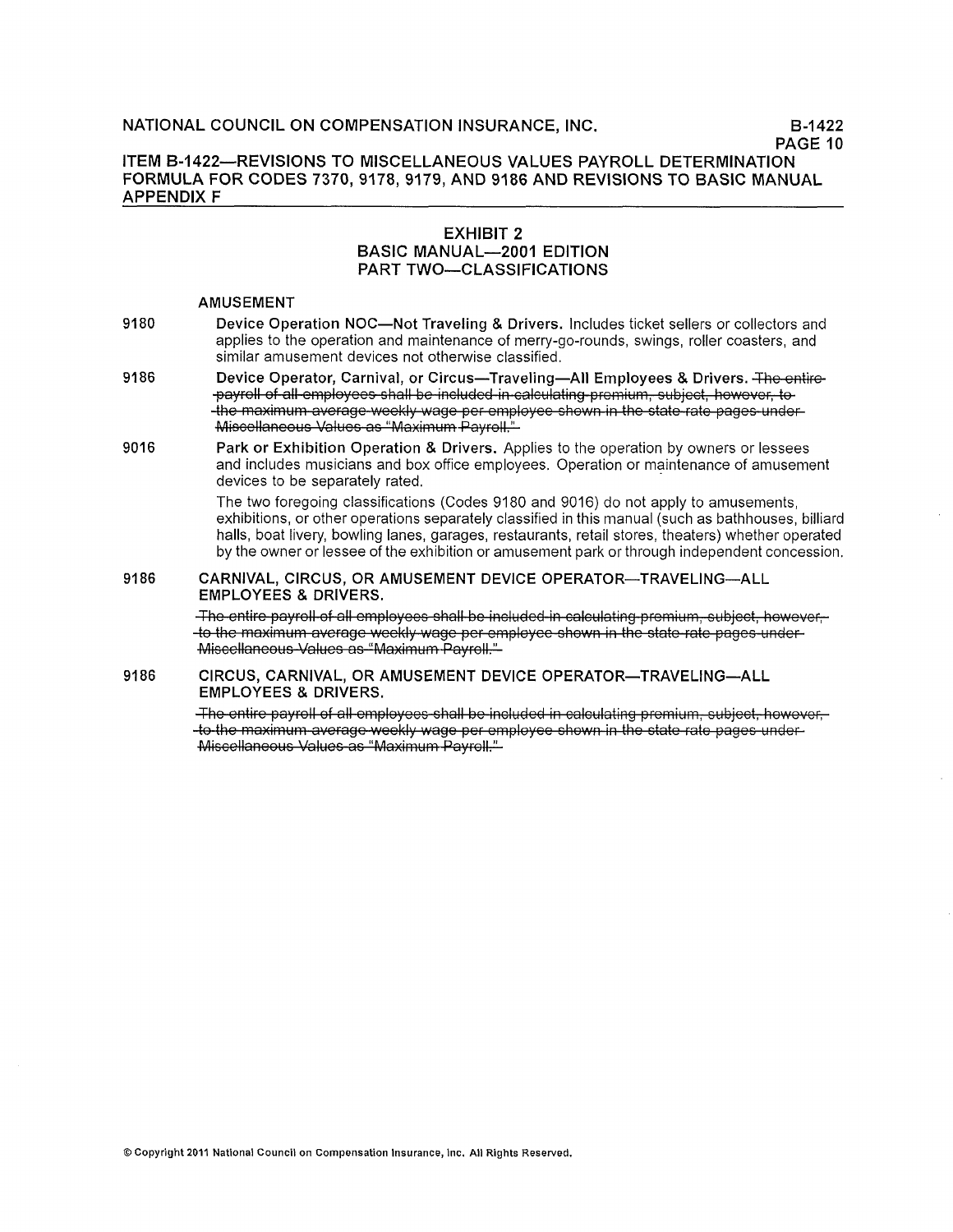## ITEM B-1422—REVISIONS TO MISCELLANEOUS VALUES PAYROLL DETERMINATION FORMULA FOR CODES 7370, 9178, 9179, AND 9186 AND REVISIONS TO BASIC MANUAL APPENDIX F

### EXHIBIT 2
### BASIC MANUAL—2001 EDITION
### PART TWO—CLASSIFICATIONS

AMUSEMENT

9180 **Device Operation NOC—Not Traveling & Drivers.** Includes ticket sellers or collectors and applies to the operation and maintenance of merry-go-rounds, swings, roller coasters, and similar amusement devices not otherwise classified.

9186 **Device Operator, Carnival, or Circus—Traveling—All Employees & Drivers.** ~~The entire payroll of all employees shall be included in calculating premium, subject, however, to the maximum average weekly wage per employee shown in the state rate pages under Miscellaneous Values as "Maximum Payroll."~~

9016 **Park or Exhibition Operation & Drivers.** Applies to the operation by owners or lessees and includes musicians and box office employees. Operation or maintenance of amusement devices to be separately rated.

The two foregoing classifications (Codes 9180 and 9016) do not apply to amusements, exhibitions, or other operations separately classified in this manual (such as bathhouses, billiard halls, boat livery, bowling lanes, garages, restaurants, retail stores, theaters) whether operated by the owner or lessee of the exhibition or amusement park or through independent concession.

9186 **CARNIVAL, CIRCUS, OR AMUSEMENT DEVICE OPERATOR—TRAVELING—ALL EMPLOYEES & DRIVERS.**

~~The entire payroll of all employees shall be included in calculating premium, subject, however, to the maximum average weekly wage per employee shown in the state rate pages under Miscellaneous Values as "Maximum Payroll."~~

9186 **CIRCUS, CARNIVAL, OR AMUSEMENT DEVICE OPERATOR—TRAVELING—ALL EMPLOYEES & DRIVERS.**

~~The entire payroll of all employees shall be included in calculating premium, subject, however, to the maximum average weekly wage per employee shown in the state rate pages under Miscellaneous Values as "Maximum Payroll."~~